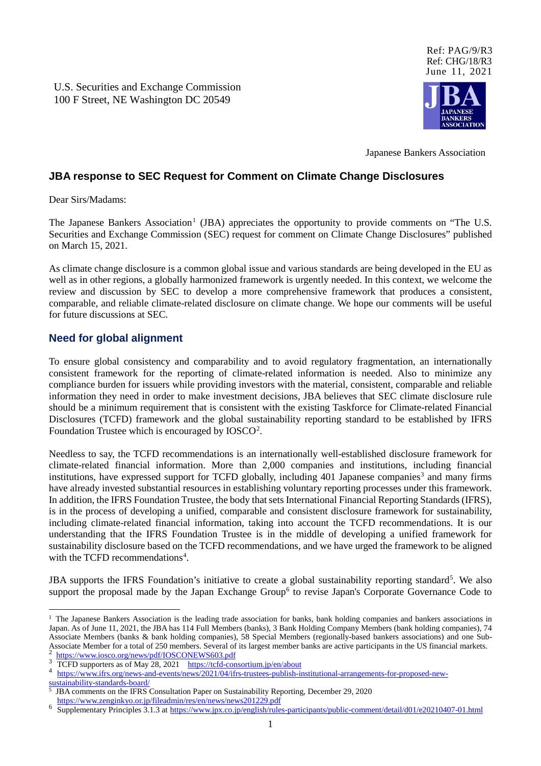Ref: PAG/9/R3
Ref: CHG/18/R3
June 11, 2021

U.S. Securities and Exchange Commission
100 F Street, NE Washington DC 20549

Japanese Bankers Association

## JBA response to SEC Request for Comment on Climate Change Disclosures

Dear Sirs/Madams:

The Japanese Bankers Association[1] (JBA) appreciates the opportunity to provide comments on "The U.S. Securities and Exchange Commission (SEC) request for comment on Climate Change Disclosures" published on March 15, 2021.

As climate change disclosure is a common global issue and various standards are being developed in the EU as well as in other regions, a globally harmonized framework is urgently needed. In this context, we welcome the review and discussion by SEC to develop a more comprehensive framework that produces a consistent, comparable, and reliable climate-related disclosure on climate change. We hope our comments will be useful for future discussions at SEC.

### Need for global alignment

To ensure global consistency and comparability and to avoid regulatory fragmentation, an internationally consistent framework for the reporting of climate-related information is needed. Also to minimize any compliance burden for issuers while providing investors with the material, consistent, comparable and reliable information they need in order to make investment decisions, JBA believes that SEC climate disclosure rule should be a minimum requirement that is consistent with the existing Taskforce for Climate-related Financial Disclosures (TCFD) framework and the global sustainability reporting standard to be established by IFRS Foundation Trustee which is encouraged by IOSCO[2].

Needless to say, the TCFD recommendations is an internationally well-established disclosure framework for climate-related financial information. More than 2,000 companies and institutions, including financial institutions, have expressed support for TCFD globally, including 401 Japanese companies[3] and many firms have already invested substantial resources in establishing voluntary reporting processes under this framework. In addition, the IFRS Foundation Trustee, the body that sets International Financial Reporting Standards (IFRS), is in the process of developing a unified, comparable and consistent disclosure framework for sustainability, including climate-related financial information, taking into account the TCFD recommendations. It is our understanding that the IFRS Foundation Trustee is in the middle of developing a unified framework for sustainability disclosure based on the TCFD recommendations, and we have urged the framework to be aligned with the TCFD recommendations[4].

JBA supports the IFRS Foundation's initiative to create a global sustainability reporting standard[5]. We also support the proposal made by the Japan Exchange Group[6] to revise Japan's Corporate Governance Code to

---

[1] The Japanese Bankers Association is the leading trade association for banks, bank holding companies and bankers associations in Japan. As of June 11, 2021, the JBA has 114 Full Members (banks), 3 Bank Holding Company Members (bank holding companies), 74 Associate Members (banks & bank holding companies), 58 Special Members (regionally-based bankers associations) and one Sub-Associate Member for a total of 250 members. Several of its largest member banks are active participants in the US financial markets.

[2] https://www.iosco.org/news/pdf/IOSCONEWS603.pdf

[3] TCFD supporters as of May 28, 2021 https://tcfd-consortium.jp/en/about

[4] https://www.ifrs.org/news-and-events/news/2021/04/ifrs-trustees-publish-institutional-arrangements-for-proposed-new-sustainability-standards-board/

[5] JBA comments on the IFRS Consultation Paper on Sustainability Reporting, December 29, 2020 https://www.zenginkyo.or.jp/fileadmin/res/en/news/news201229.pdf

[6] Supplementary Principles 3.1.3 at https://www.jpx.co.jp/english/rules-participants/public-comment/detail/d01/e20210407-01.html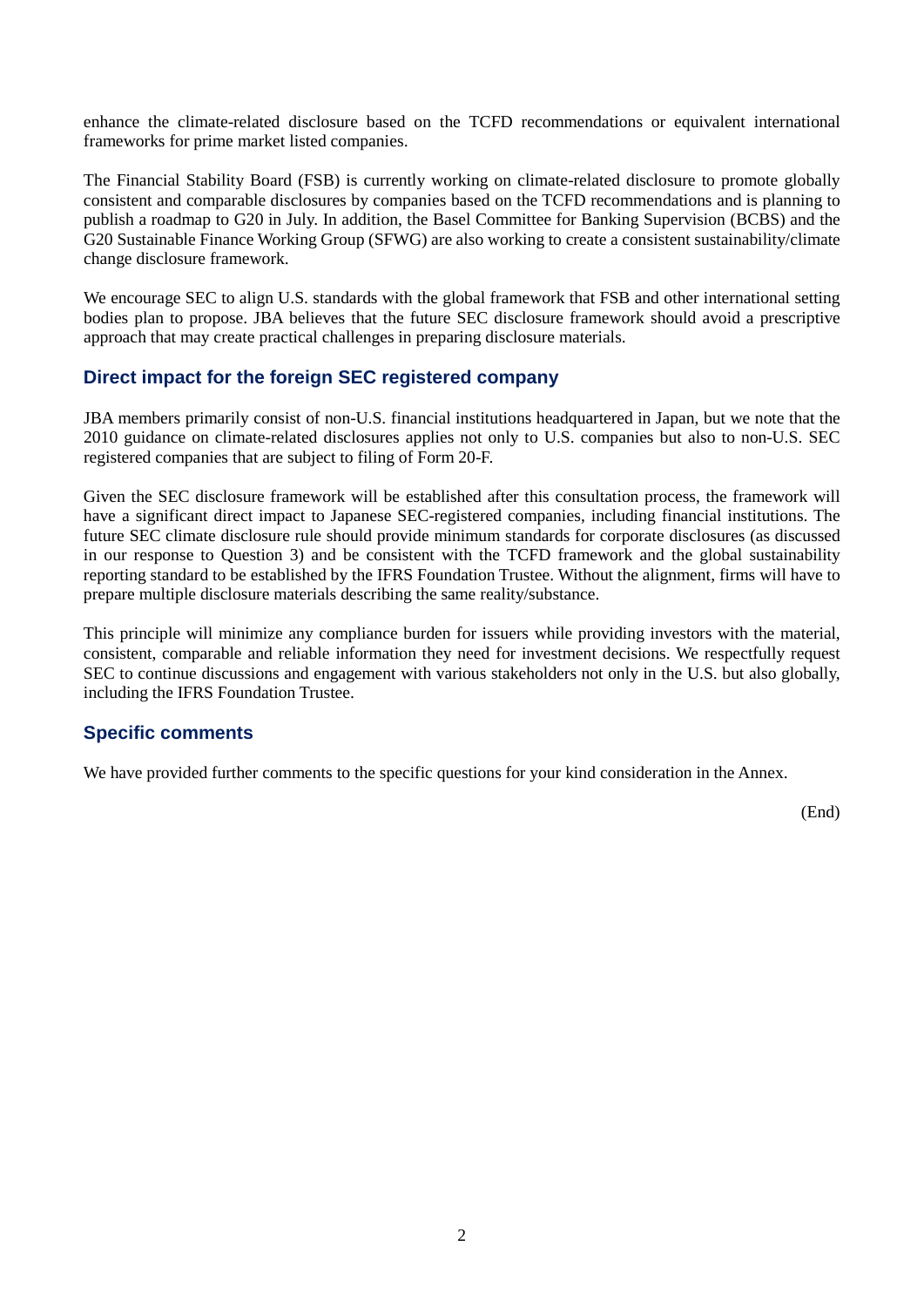enhance the climate-related disclosure based on the TCFD recommendations or equivalent international frameworks for prime market listed companies.

The Financial Stability Board (FSB) is currently working on climate-related disclosure to promote globally consistent and comparable disclosures by companies based on the TCFD recommendations and is planning to publish a roadmap to G20 in July. In addition, the Basel Committee for Banking Supervision (BCBS) and the G20 Sustainable Finance Working Group (SFWG) are also working to create a consistent sustainability/climate change disclosure framework.

We encourage SEC to align U.S. standards with the global framework that FSB and other international setting bodies plan to propose. JBA believes that the future SEC disclosure framework should avoid a prescriptive approach that may create practical challenges in preparing disclosure materials.

## Direct impact for the foreign SEC registered company

JBA members primarily consist of non-U.S. financial institutions headquartered in Japan, but we note that the 2010 guidance on climate-related disclosures applies not only to U.S. companies but also to non-U.S. SEC registered companies that are subject to filing of Form 20-F.

Given the SEC disclosure framework will be established after this consultation process, the framework will have a significant direct impact to Japanese SEC-registered companies, including financial institutions. The future SEC climate disclosure rule should provide minimum standards for corporate disclosures (as discussed in our response to Question 3) and be consistent with the TCFD framework and the global sustainability reporting standard to be established by the IFRS Foundation Trustee. Without the alignment, firms will have to prepare multiple disclosure materials describing the same reality/substance.

This principle will minimize any compliance burden for issuers while providing investors with the material, consistent, comparable and reliable information they need for investment decisions. We respectfully request SEC to continue discussions and engagement with various stakeholders not only in the U.S. but also globally, including the IFRS Foundation Trustee.

## Specific comments

We have provided further comments to the specific questions for your kind consideration in the Annex.

(End)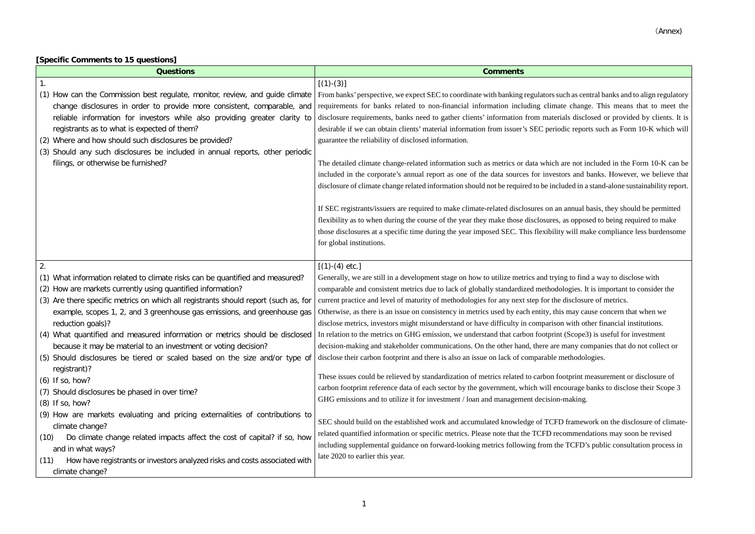(Annex)

**[Specific Comments to 15 questions]**

| Questions | Comments |
|---|---|
| 1.<br>(1) How can the Commission best regulate, monitor, review, and guide climate change disclosures in order to provide more consistent, comparable, and reliable information for investors while also providing greater clarity to registrants as to what is expected of them?<br>(2) Where and how should such disclosures be provided?<br>(3) Should any such disclosures be included in annual reports, other periodic filings, or otherwise be furnished? | [(1)-(3)]<br>From banks' perspective, we expect SEC to coordinate with banking regulators such as central banks and to align regulatory requirements for banks related to non-financial information including climate change. This means that to meet the disclosure requirements, banks need to gather clients' information from materials disclosed or provided by clients. It is desirable if we can obtain clients' material information from issuer's SEC periodic reports such as Form 10-K which will guarantee the reliability of disclosed information.<br><br>The detailed climate change-related information such as metrics or data which are not included in the Form 10-K can be included in the corporate's annual report as one of the data sources for investors and banks. However, we believe that disclosure of climate change related information should not be required to be included in a stand-alone sustainability report.<br><br>If SEC registrants/issuers are required to make climate-related disclosures on an annual basis, they should be permitted flexibility as to when during the course of the year they make those disclosures, as opposed to being required to make those disclosures at a specific time during the year imposed SEC. This flexibility will make compliance less burdensome for global institutions. |
| 2.<br>(1) What information related to climate risks can be quantified and measured?<br>(2) How are markets currently using quantified information?<br>(3) Are there specific metrics on which all registrants should report (such as, for example, scopes 1, 2, and 3 greenhouse gas emissions, and greenhouse gas reduction goals)?<br>(4) What quantified and measured information or metrics should be disclosed because it may be material to an investment or voting decision?<br>(5) Should disclosures be tiered or scaled based on the size and/or type of registrant)?<br>(6) If so, how?<br>(7) Should disclosures be phased in over time?<br>(8) If so, how?<br>(9) How are markets evaluating and pricing externalities of contributions to climate change?<br>(10) Do climate change related impacts affect the cost of capital? if so, how and in what ways?<br>(11) How have registrants or investors analyzed risks and costs associated with climate change? | [(1)-(4) etc.]<br>Generally, we are still in a development stage on how to utilize metrics and trying to find a way to disclose with comparable and consistent metrics due to lack of globally standardized methodologies. It is important to consider the current practice and level of maturity of methodologies for any next step for the disclosure of metrics.<br>Otherwise, as there is an issue on consistency in metrics used by each entity, this may cause concern that when we disclose metrics, investors might misunderstand or have difficulty in comparison with other financial institutions.<br>In relation to the metrics on GHG emission, we understand that carbon footprint (Scope3) is useful for investment decision-making and stakeholder communications. On the other hand, there are many companies that do not collect or disclose their carbon footprint and there is also an issue on lack of comparable methodologies.<br><br>These issues could be relieved by standardization of metrics related to carbon footprint measurement or disclosure of carbon footprint reference data of each sector by the government, which will encourage banks to disclose their Scope 3 GHG emissions and to utilize it for investment / loan and management decision-making.<br><br>SEC should build on the established work and accumulated knowledge of TCFD framework on the disclosure of climate-related quantified information or specific metrics. Please note that the TCFD recommendations may soon be revised including supplemental guidance on forward-looking metrics following from the TCFD's public consultation process in late 2020 to earlier this year. |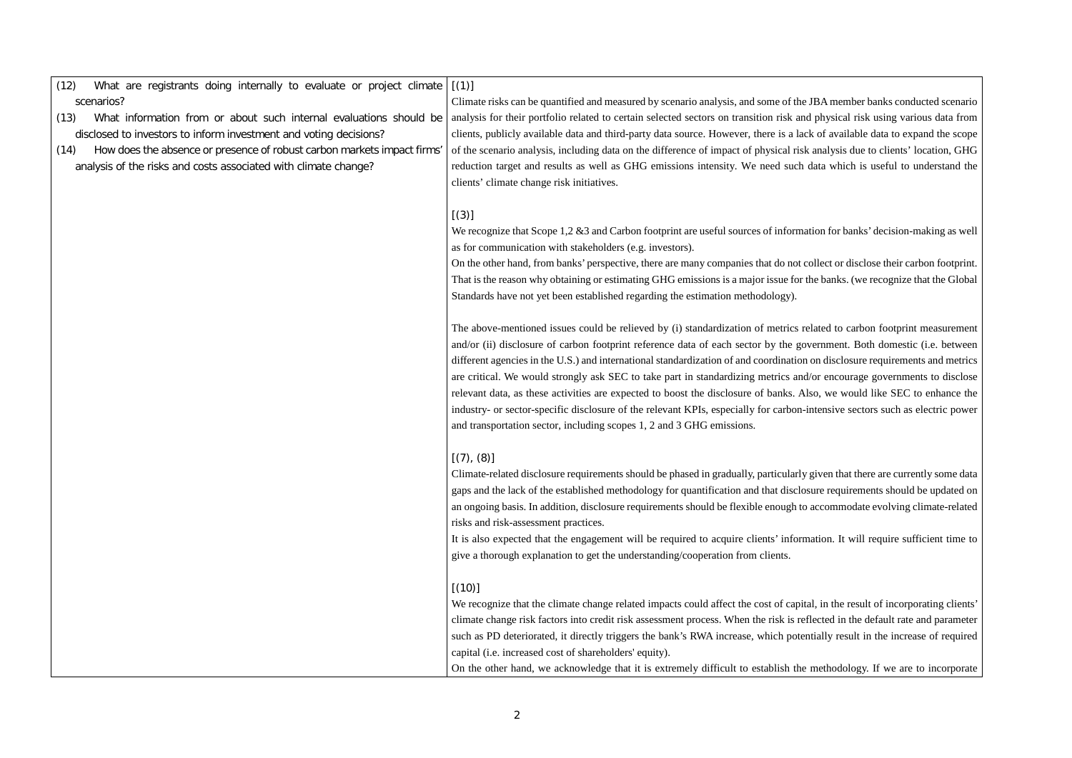| | |
|---|---|
| (12) What are registrants doing internally to evaluate or project climate scenarios?<br>(13) What information from or about such internal evaluations should be disclosed to investors to inform investment and voting decisions?<br>(14) How does the absence or presence of robust carbon markets impact firms' analysis of the risks and costs associated with climate change? | [(1)]<br>Climate risks can be quantified and measured by scenario analysis, and some of the JBA member banks conducted scenario analysis for their portfolio related to certain selected sectors on transition risk and physical risk using various data from clients, publicly available data and third-party data source. However, there is a lack of available data to expand the scope of the scenario analysis, including data on the difference of impact of physical risk analysis due to clients' location, GHG reduction target and results as well as GHG emissions intensity. We need such data which is useful to understand the clients' climate change risk initiatives.<br><br>[(3)]<br>We recognize that Scope 1,2 &3 and Carbon footprint are useful sources of information for banks' decision-making as well as for communication with stakeholders (e.g. investors).<br>On the other hand, from banks' perspective, there are many companies that do not collect or disclose their carbon footprint. That is the reason why obtaining or estimating GHG emissions is a major issue for the banks. (we recognize that the Global Standards have not yet been established regarding the estimation methodology).<br><br>The above-mentioned issues could be relieved by (i) standardization of metrics related to carbon footprint measurement and/or (ii) disclosure of carbon footprint reference data of each sector by the government. Both domestic (i.e. between different agencies in the U.S.) and international standardization of and coordination on disclosure requirements and metrics are critical. We would strongly ask SEC to take part in standardizing metrics and/or encourage governments to disclose relevant data, as these activities are expected to boost the disclosure of banks. Also, we would like SEC to enhance the industry- or sector-specific disclosure of the relevant KPIs, especially for carbon-intensive sectors such as electric power and transportation sector, including scopes 1, 2 and 3 GHG emissions.<br><br>[(7), (8)]<br>Climate-related disclosure requirements should be phased in gradually, particularly given that there are currently some data gaps and the lack of the established methodology for quantification and that disclosure requirements should be updated on an ongoing basis. In addition, disclosure requirements should be flexible enough to accommodate evolving climate-related risks and risk-assessment practices.<br>It is also expected that the engagement will be required to acquire clients' information. It will require sufficient time to give a thorough explanation to get the understanding/cooperation from clients.<br><br>[(10)]<br>We recognize that the climate change related impacts could affect the cost of capital, in the result of incorporating clients' climate change risk factors into credit risk assessment process. When the risk is reflected in the default rate and parameter such as PD deteriorated, it directly triggers the bank's RWA increase, which potentially result in the increase of required capital (i.e. increased cost of shareholders' equity).<br>On the other hand, we acknowledge that it is extremely difficult to establish the methodology. If we are to incorporate |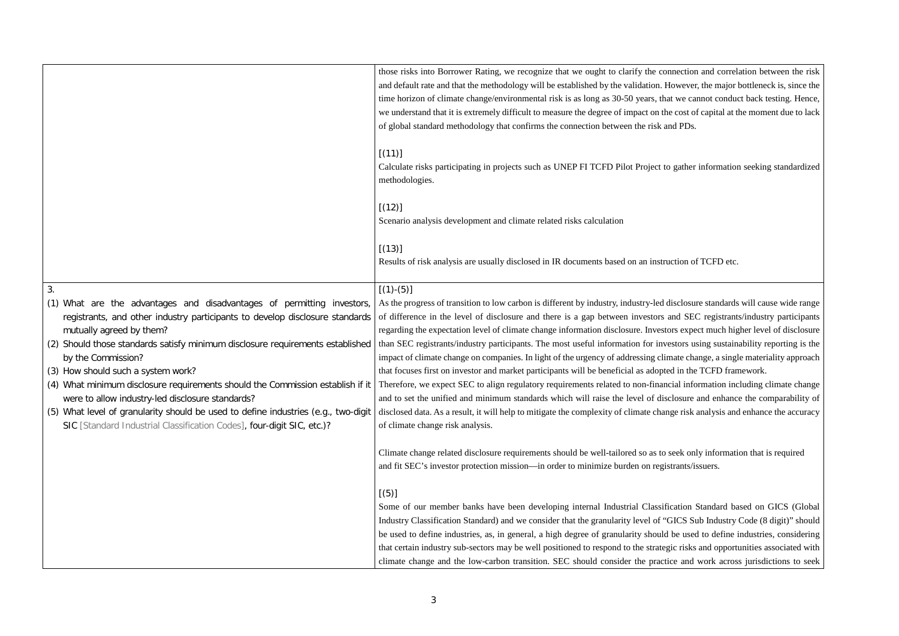| | |
|---|---|
| | those risks into Borrower Rating, we recognize that we ought to clarify the connection and correlation between the risk and default rate and that the methodology will be established by the validation. However, the major bottleneck is, since the time horizon of climate change/environmental risk is as long as 30-50 years, that we cannot conduct back testing. Hence, we understand that it is extremely difficult to measure the degree of impact on the cost of capital at the moment due to lack of global standard methodology that confirms the connection between the risk and PDs.<br><br>[(11)]<br>Calculate risks participating in projects such as UNEP FI TCFD Pilot Project to gather information seeking standardized methodologies.<br><br>[(12)]<br>Scenario analysis development and climate related risks calculation<br><br>[(13)]<br>Results of risk analysis are usually disclosed in IR documents based on an instruction of TCFD etc. |
| 3.<br>(1) What are the advantages and disadvantages of permitting investors, registrants, and other industry participants to develop disclosure standards mutually agreed by them?<br>(2) Should those standards satisfy minimum disclosure requirements established by the Commission?<br>(3) How should such a system work?<br>(4) What minimum disclosure requirements should the Commission establish if it were to allow industry-led disclosure standards?<br>(5) What level of granularity should be used to define industries (e.g., two-digit SIC [Standard Industrial Classification Codes], four-digit SIC, etc.)? | [(1)-(5)]<br>As the progress of transition to low carbon is different by industry, industry-led disclosure standards will cause wide range of difference in the level of disclosure and there is a gap between investors and SEC registrants/industry participants regarding the expectation level of climate change information disclosure. Investors expect much higher level of disclosure than SEC registrants/industry participants. The most useful information for investors using sustainability reporting is the impact of climate change on companies. In light of the urgency of addressing climate change, a single materiality approach that focuses first on investor and market participants will be beneficial as adopted in the TCFD framework.<br>Therefore, we expect SEC to align regulatory requirements related to non-financial information including climate change and to set the unified and minimum standards which will raise the level of disclosure and enhance the comparability of disclosed data. As a result, it will help to mitigate the complexity of climate change risk analysis and enhance the accuracy of climate change risk analysis.<br><br>Climate change related disclosure requirements should be well-tailored so as to seek only information that is required and fit SEC's investor protection mission—in order to minimize burden on registrants/issuers.<br><br>[(5)]<br>Some of our member banks have been developing internal Industrial Classification Standard based on GICS (Global Industry Classification Standard) and we consider that the granularity level of "GICS Sub Industry Code (8 digit)" should be used to define industries, as, in general, a high degree of granularity should be used to define industries, considering that certain industry sub-sectors may be well positioned to respond to the strategic risks and opportunities associated with climate change and the low-carbon transition. SEC should consider the practice and work across jurisdictions to seek |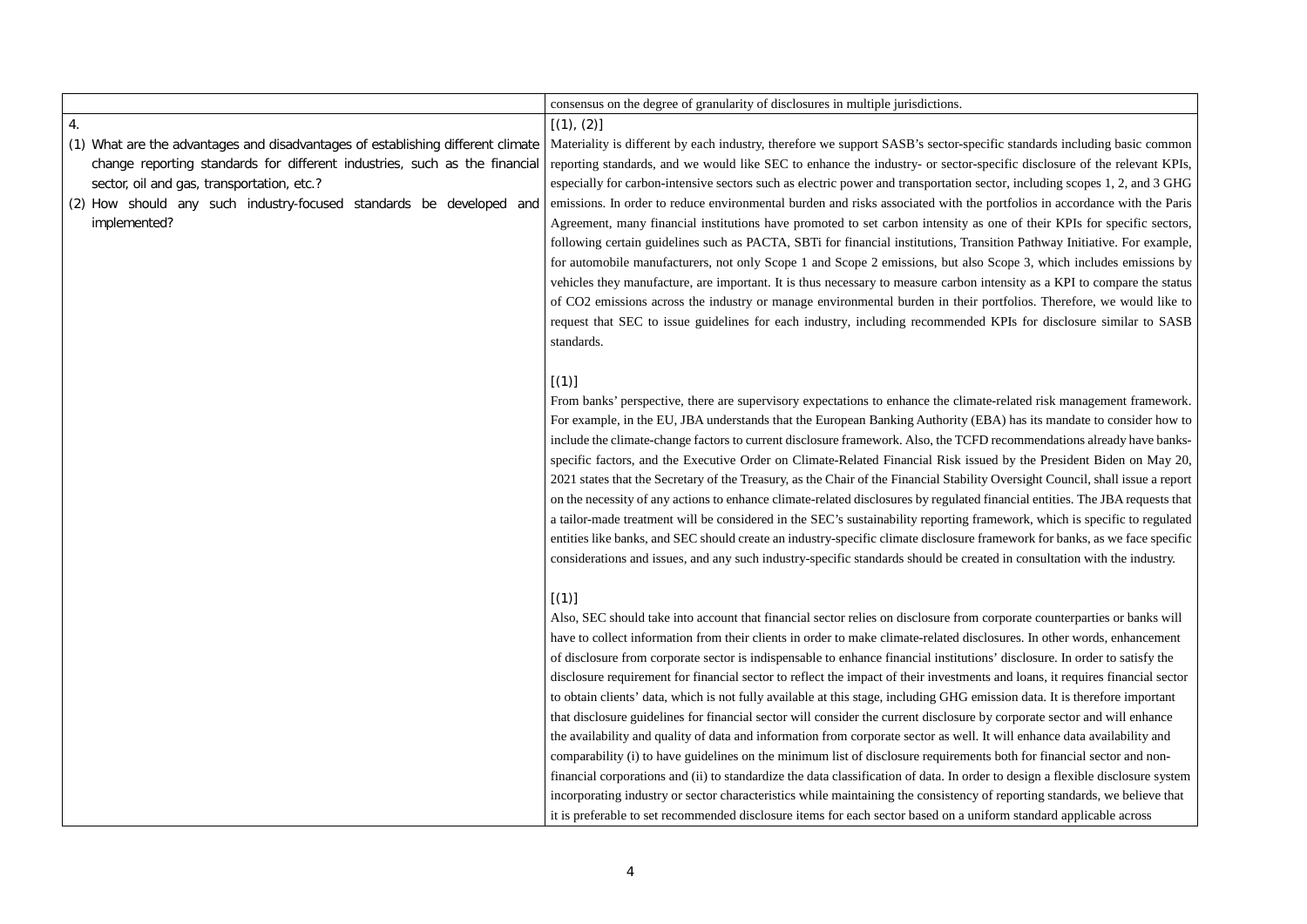| | |
|---|---|
| | consensus on the degree of granularity of disclosures in multiple jurisdictions. |
| 4.<br>(1) What are the advantages and disadvantages of establishing different climate change reporting standards for different industries, such as the financial sector, oil and gas, transportation, etc.?<br>(2) How should any such industry-focused standards be developed and implemented? | [(1), (2)]<br>Materiality is different by each industry, therefore we support SASB's sector-specific standards including basic common reporting standards, and we would like SEC to enhance the industry- or sector-specific disclosure of the relevant KPIs, especially for carbon-intensive sectors such as electric power and transportation sector, including scopes 1, 2, and 3 GHG emissions. In order to reduce environmental burden and risks associated with the portfolios in accordance with the Paris Agreement, many financial institutions have promoted to set carbon intensity as one of their KPIs for specific sectors, following certain guidelines such as PACTA, SBTi for financial institutions, Transition Pathway Initiative. For example, for automobile manufacturers, not only Scope 1 and Scope 2 emissions, but also Scope 3, which includes emissions by vehicles they manufacture, are important. It is thus necessary to measure carbon intensity as a KPI to compare the status of CO2 emissions across the industry or manage environmental burden in their portfolios. Therefore, we would like to request that SEC to issue guidelines for each industry, including recommended KPIs for disclosure similar to SASB standards.<br><br>[(1)]<br>From banks' perspective, there are supervisory expectations to enhance the climate-related risk management framework. For example, in the EU, JBA understands that the European Banking Authority (EBA) has its mandate to consider how to include the climate-change factors to current disclosure framework. Also, the TCFD recommendations already have banks-specific factors, and the Executive Order on Climate-Related Financial Risk issued by the President Biden on May 20, 2021 states that the Secretary of the Treasury, as the Chair of the Financial Stability Oversight Council, shall issue a report on the necessity of any actions to enhance climate-related disclosures by regulated financial entities. The JBA requests that a tailor-made treatment will be considered in the SEC's sustainability reporting framework, which is specific to regulated entities like banks, and SEC should create an industry-specific climate disclosure framework for banks, as we face specific considerations and issues, and any such industry-specific standards should be created in consultation with the industry.<br><br>[(1)]<br>Also, SEC should take into account that financial sector relies on disclosure from corporate counterparties or banks will have to collect information from their clients in order to make climate-related disclosures. In other words, enhancement of disclosure from corporate sector is indispensable to enhance financial institutions' disclosure. In order to satisfy the disclosure requirement for financial sector to reflect the impact of their investments and loans, it requires financial sector to obtain clients' data, which is not fully available at this stage, including GHG emission data. It is therefore important that disclosure guidelines for financial sector will consider the current disclosure by corporate sector and will enhance the availability and quality of data and information from corporate sector as well. It will enhance data availability and comparability (i) to have guidelines on the minimum list of disclosure requirements both for financial sector and non-financial corporations and (ii) to standardize the data classification of data. In order to design a flexible disclosure system incorporating industry or sector characteristics while maintaining the consistency of reporting standards, we believe that it is preferable to set recommended disclosure items for each sector based on a uniform standard applicable across |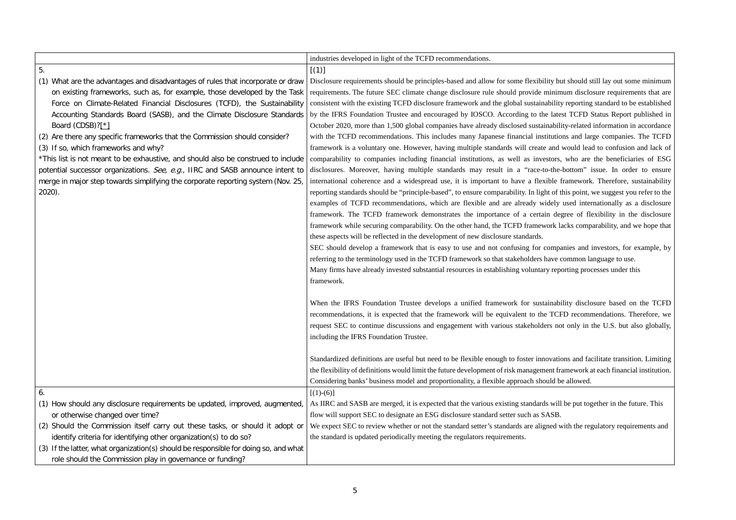| | |
|---|---|
| | industries developed in light of the TCFD recommendations. |
| 5.<br>(1) What are the advantages and disadvantages of rules that incorporate or draw on existing frameworks, such as, for example, those developed by the Task Force on Climate-Related Financial Disclosures (TCFD), the Sustainability Accounting Standards Board (SASB), and the Climate Disclosure Standards Board (CDSB)?[*]<br>(2) Are there any specific frameworks that the Commission should consider?<br>(3) If so, which frameworks and why?<br>*This list is not meant to be exhaustive, and should also be construed to include potential successor organizations. *See, e.g.*, IIRC and SASB announce intent to merge in major step towards simplifying the corporate reporting system (Nov. 25, 2020). | [(1)]<br>Disclosure requirements should be principles-based and allow for some flexibility but should still lay out some minimum requirements. The future SEC climate change disclosure rule should provide minimum disclosure requirements that are consistent with the existing TCFD disclosure framework and the global sustainability reporting standard to be established by the IFRS Foundation Trustee and encouraged by IOSCO. According to the latest TCFD Status Report published in October 2020, more than 1,500 global companies have already disclosed sustainability-related information in accordance with the TCFD recommendations. This includes many Japanese financial institutions and large companies. The TCFD framework is a voluntary one. However, having multiple standards will create and would lead to confusion and lack of comparability to companies including financial institutions, as well as investors, who are the beneficiaries of ESG disclosures. Moreover, having multiple standards may result in a "race-to-the-bottom" issue. In order to ensure international coherence and a widespread use, it is important to have a flexible framework. Therefore, sustainability reporting standards should be "principle-based", to ensure comparability. In light of this point, we suggest you refer to the examples of TCFD recommendations, which are flexible and are already widely used internationally as a disclosure framework. The TCFD framework demonstrates the importance of a certain degree of flexibility in the disclosure framework while securing comparability. On the other hand, the TCFD framework lacks comparability, and we hope that these aspects will be reflected in the development of new disclosure standards.<br>SEC should develop a framework that is easy to use and not confusing for companies and investors, for example, by referring to the terminology used in the TCFD framework so that stakeholders have common language to use.<br>Many firms have already invested substantial resources in establishing voluntary reporting processes under this framework.<br><br>When the IFRS Foundation Trustee develops a unified framework for sustainability disclosure based on the TCFD recommendations, it is expected that the framework will be equivalent to the TCFD recommendations. Therefore, we request SEC to continue discussions and engagement with various stakeholders not only in the U.S. but also globally, including the IFRS Foundation Trustee.<br><br>Standardized definitions are useful but need to be flexible enough to foster innovations and facilitate transition. Limiting the flexibility of definitions would limit the future development of risk management framework at each financial institution. Considering banks' business model and proportionality, a flexible approach should be allowed. |
| 6.<br>(1) How should any disclosure requirements be updated, improved, augmented, or otherwise changed over time?<br>(2) Should the Commission itself carry out these tasks, or should it adopt or identify criteria for identifying other organization(s) to do so?<br>(3) If the latter, what organization(s) should be responsible for doing so, and what role should the Commission play in governance or funding? | [(1)-(6)]<br>As IIRC and SASB are merged, it is expected that the various existing standards will be put together in the future. This flow will support SEC to designate an ESG disclosure standard setter such as SASB.<br>We expect SEC to review whether or not the standard setter's standards are aligned with the regulatory requirements and the standard is updated periodically meeting the regulators requirements. |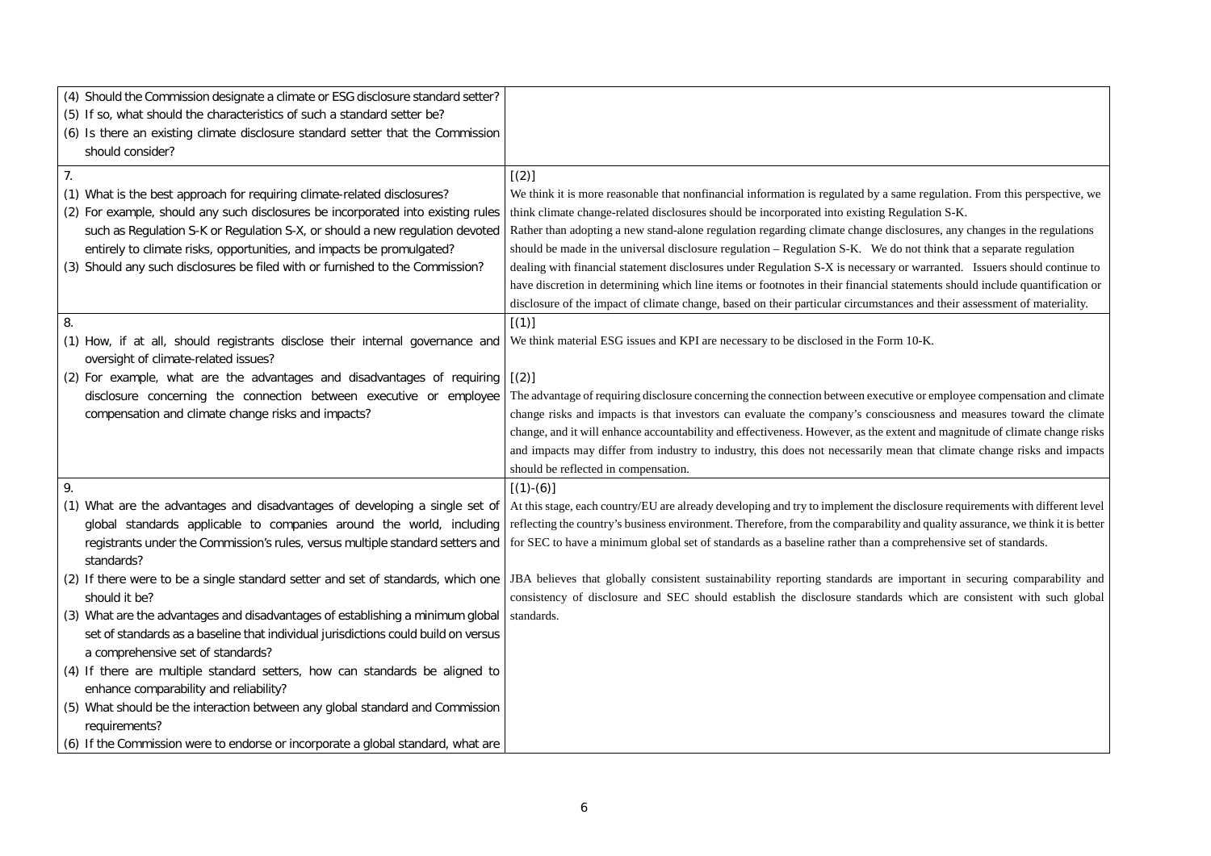| | |
|---|---|
| (4) Should the Commission designate a climate or ESG disclosure standard setter?<br>(5) If so, what should the characteristics of such a standard setter be?<br>(6) Is there an existing climate disclosure standard setter that the Commission should consider? | |
| 7.<br>(1) What is the best approach for requiring climate-related disclosures?<br>(2) For example, should any such disclosures be incorporated into existing rules such as Regulation S-K or Regulation S-X, or should a new regulation devoted entirely to climate risks, opportunities, and impacts be promulgated?<br>(3) Should any such disclosures be filed with or furnished to the Commission? | [(2)]<br>We think it is more reasonable that nonfinancial information is regulated by a same regulation. From this perspective, we think climate change-related disclosures should be incorporated into existing Regulation S-K.<br>Rather than adopting a new stand-alone regulation regarding climate change disclosures, any changes in the regulations should be made in the universal disclosure regulation – Regulation S-K. We do not think that a separate regulation dealing with financial statement disclosures under Regulation S-X is necessary or warranted. Issuers should continue to have discretion in determining which line items or footnotes in their financial statements should include quantification or disclosure of the impact of climate change, based on their particular circumstances and their assessment of materiality. |
| 8.<br>(1) How, if at all, should registrants disclose their internal governance and oversight of climate-related issues?<br>(2) For example, what are the advantages and disadvantages of requiring disclosure concerning the connection between executive or employee compensation and climate change risks and impacts? | [(1)]<br>We think material ESG issues and KPI are necessary to be disclosed in the Form 10-K.<br><br>[(2)]<br>The advantage of requiring disclosure concerning the connection between executive or employee compensation and climate change risks and impacts is that investors can evaluate the company's consciousness and measures toward the climate change, and it will enhance accountability and effectiveness. However, as the extent and magnitude of climate change risks and impacts may differ from industry to industry, this does not necessarily mean that climate change risks and impacts should be reflected in compensation. |
| 9.<br>(1) What are the advantages and disadvantages of developing a single set of global standards applicable to companies around the world, including registrants under the Commission's rules, versus multiple standard setters and standards?<br>(2) If there were to be a single standard setter and set of standards, which one should it be?<br>(3) What are the advantages and disadvantages of establishing a minimum global set of standards as a baseline that individual jurisdictions could build on versus a comprehensive set of standards?<br>(4) If there are multiple standard setters, how can standards be aligned to enhance comparability and reliability?<br>(5) What should be the interaction between any global standard and Commission requirements?<br>(6) If the Commission were to endorse or incorporate a global standard, what are | [(1)-(6)]<br>At this stage, each country/EU are already developing and try to implement the disclosure requirements with different level reflecting the country's business environment. Therefore, from the comparability and quality assurance, we think it is better for SEC to have a minimum global set of standards as a baseline rather than a comprehensive set of standards.<br><br>JBA believes that globally consistent sustainability reporting standards are important in securing comparability and consistency of disclosure and SEC should establish the disclosure standards which are consistent with such global standards. |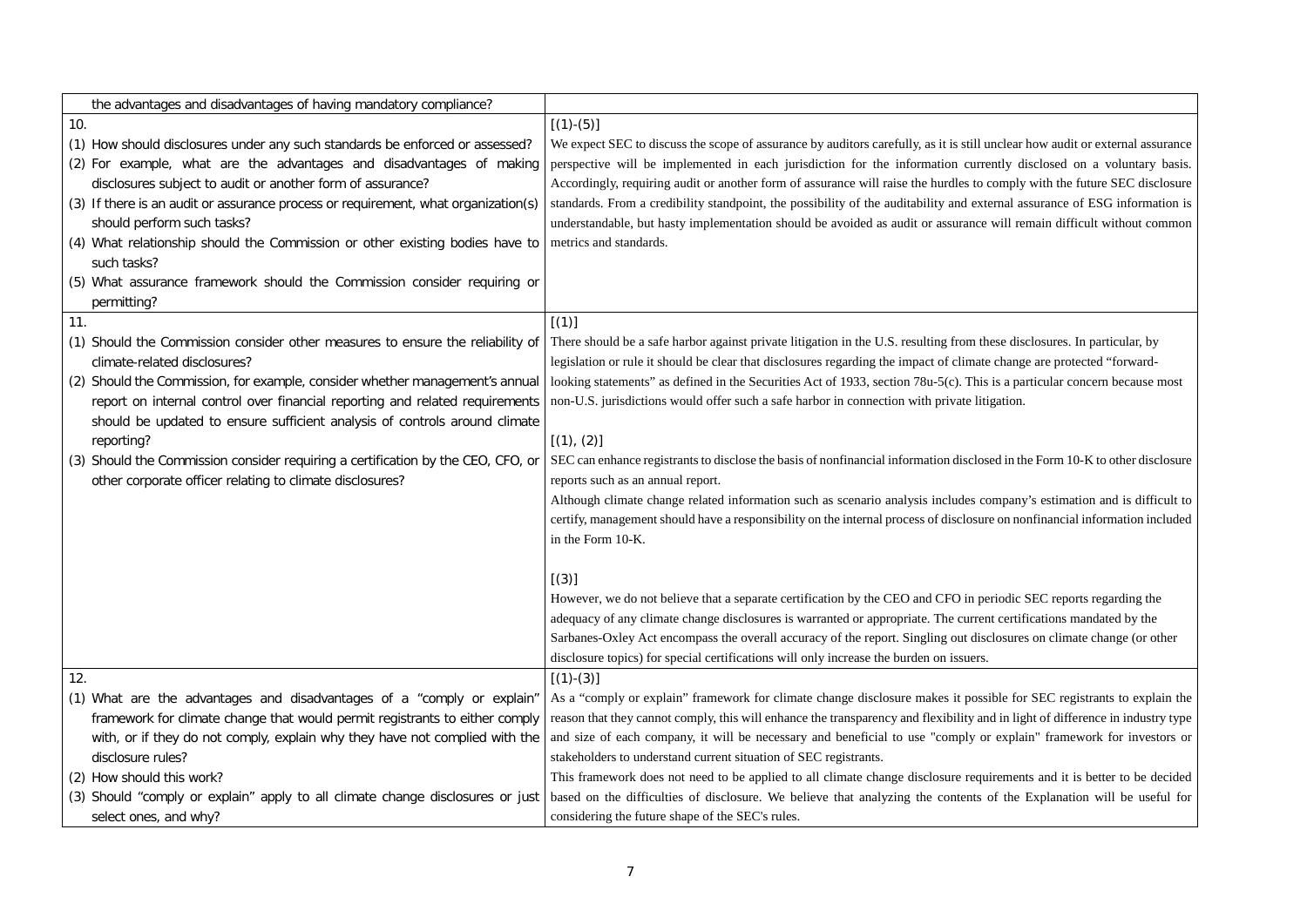| | |
|---|---|
| the advantages and disadvantages of having mandatory compliance? | |
| 10.<br>(1) How should disclosures under any such standards be enforced or assessed?<br>(2) For example, what are the advantages and disadvantages of making disclosures subject to audit or another form of assurance?<br>(3) If there is an audit or assurance process or requirement, what organization(s) should perform such tasks?<br>(4) What relationship should the Commission or other existing bodies have to such tasks?<br>(5) What assurance framework should the Commission consider requiring or permitting? | [(1)-(5)]<br>We expect SEC to discuss the scope of assurance by auditors carefully, as it is still unclear how audit or external assurance perspective will be implemented in each jurisdiction for the information currently disclosed on a voluntary basis. Accordingly, requiring audit or another form of assurance will raise the hurdles to comply with the future SEC disclosure standards. From a credibility standpoint, the possibility of the auditability and external assurance of ESG information is understandable, but hasty implementation should be avoided as audit or assurance will remain difficult without common metrics and standards. |
| 11.<br>(1) Should the Commission consider other measures to ensure the reliability of climate-related disclosures?<br>(2) Should the Commission, for example, consider whether management's annual report on internal control over financial reporting and related requirements should be updated to ensure sufficient analysis of controls around climate reporting?<br>(3) Should the Commission consider requiring a certification by the CEO, CFO, or other corporate officer relating to climate disclosures? | [(1)]<br>There should be a safe harbor against private litigation in the U.S. resulting from these disclosures. In particular, by legislation or rule it should be clear that disclosures regarding the impact of climate change are protected "forward-looking statements" as defined in the Securities Act of 1933, section 78u-5(c). This is a particular concern because most non-U.S. jurisdictions would offer such a safe harbor in connection with private litigation.<br><br>[(1), (2)]<br>SEC can enhance registrants to disclose the basis of nonfinancial information disclosed in the Form 10-K to other disclosure reports such as an annual report.<br>Although climate change related information such as scenario analysis includes company's estimation and is difficult to certify, management should have a responsibility on the internal process of disclosure on nonfinancial information included in the Form 10-K.<br><br>[(3)]<br>However, we do not believe that a separate certification by the CEO and CFO in periodic SEC reports regarding the adequacy of any climate change disclosures is warranted or appropriate. The current certifications mandated by the Sarbanes-Oxley Act encompass the overall accuracy of the report. Singling out disclosures on climate change (or other disclosure topics) for special certifications will only increase the burden on issuers. |
| 12.<br>(1) What are the advantages and disadvantages of a "comply or explain" framework for climate change that would permit registrants to either comply with, or if they do not comply, explain why they have not complied with the disclosure rules?<br>(2) How should this work?<br>(3) Should "comply or explain" apply to all climate change disclosures or just select ones, and why? | [(1)-(3)]<br>As a "comply or explain" framework for climate change disclosure makes it possible for SEC registrants to explain the reason that they cannot comply, this will enhance the transparency and flexibility and in light of difference in industry type and size of each company, it will be necessary and beneficial to use "comply or explain" framework for investors or stakeholders to understand current situation of SEC registrants.<br>This framework does not need to be applied to all climate change disclosure requirements and it is better to be decided based on the difficulties of disclosure. We believe that analyzing the contents of the Explanation will be useful for considering the future shape of the SEC's rules. |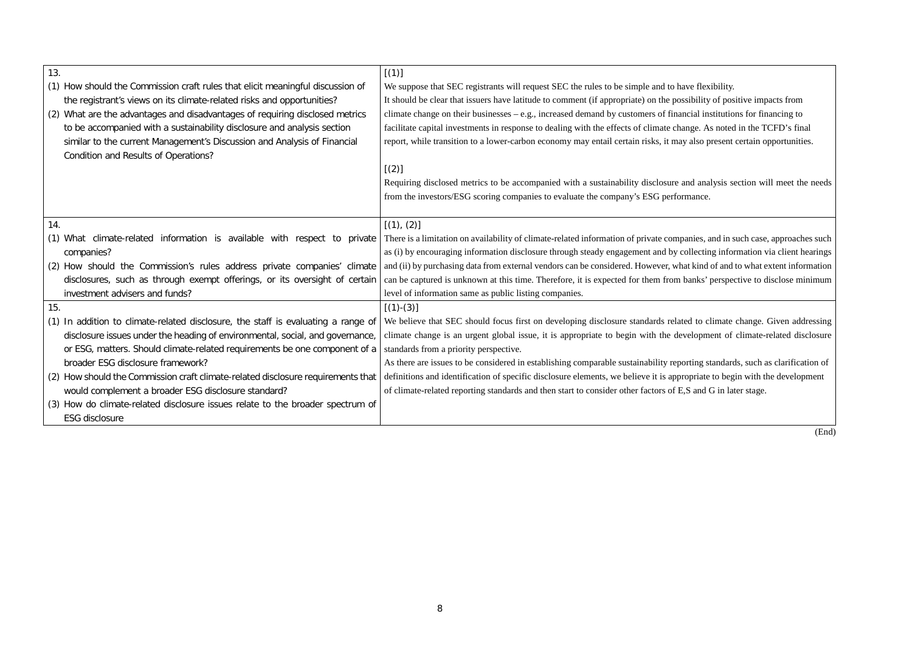| | |
|---|---|
| 13.<br>(1) How should the Commission craft rules that elicit meaningful discussion of the registrant's views on its climate-related risks and opportunities?<br>(2) What are the advantages and disadvantages of requiring disclosed metrics to be accompanied with a sustainability disclosure and analysis section similar to the current Management's Discussion and Analysis of Financial Condition and Results of Operations? | [(1)]<br>We suppose that SEC registrants will request SEC the rules to be simple and to have flexibility.<br>It should be clear that issuers have latitude to comment (if appropriate) on the possibility of positive impacts from climate change on their businesses – e.g., increased demand by customers of financial institutions for financing to facilitate capital investments in response to dealing with the effects of climate change. As noted in the TCFD's final report, while transition to a lower-carbon economy may entail certain risks, it may also present certain opportunities.<br><br>[(2)]<br>Requiring disclosed metrics to be accompanied with a sustainability disclosure and analysis section will meet the needs from the investors/ESG scoring companies to evaluate the company's ESG performance. |
| 14.<br>(1) What climate-related information is available with respect to private companies?<br>(2) How should the Commission's rules address private companies' climate disclosures, such as through exempt offerings, or its oversight of certain investment advisers and funds? | [(1), (2)]<br>There is a limitation on availability of climate-related information of private companies, and in such case, approaches such as (i) by encouraging information disclosure through steady engagement and by collecting information via client hearings and (ii) by purchasing data from external vendors can be considered. However, what kind of and to what extent information can be captured is unknown at this time. Therefore, it is expected for them from banks' perspective to disclose minimum level of information same as public listing companies. |
| 15.<br>(1) In addition to climate-related disclosure, the staff is evaluating a range of disclosure issues under the heading of environmental, social, and governance, or ESG, matters. Should climate-related requirements be one component of a broader ESG disclosure framework?<br>(2) How should the Commission craft climate-related disclosure requirements that would complement a broader ESG disclosure standard?<br>(3) How do climate-related disclosure issues relate to the broader spectrum of ESG disclosure | [(1)-(3)]<br>We believe that SEC should focus first on developing disclosure standards related to climate change. Given addressing climate change is an urgent global issue, it is appropriate to begin with the development of climate-related disclosure standards from a priority perspective.<br>As there are issues to be considered in establishing comparable sustainability reporting standards, such as clarification of definitions and identification of specific disclosure elements, we believe it is appropriate to begin with the development of climate-related reporting standards and then start to consider other factors of E,S and G in later stage. |

(End)